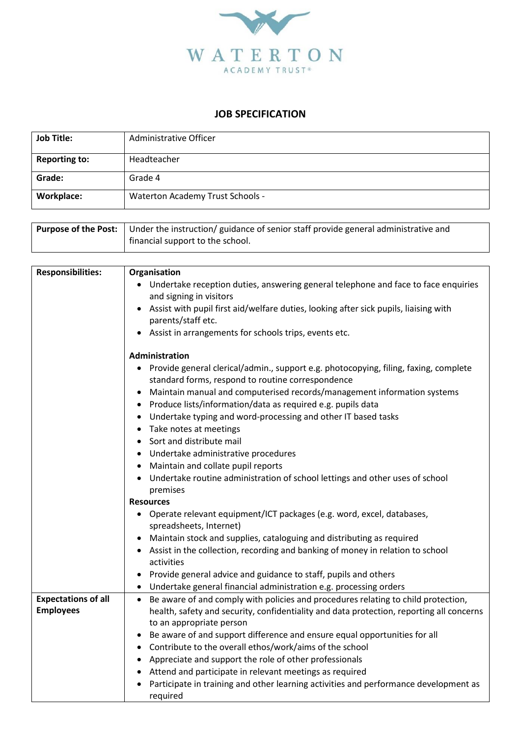# WATERTON

ACADEMY TRUST®

## JOB SPECIFICATION

| | |
|---|---|
| **Job Title:** | Administrative Officer |
| **Reporting to:** | Headteacher |
| **Grade:** | Grade 4 |
| **Workplace:** | Waterton Academy Trust Schools - |

| | |
|---|---|
| **Purpose of the Post:** | Under the instruction/ guidance of senior staff provide general administrative and financial support to the school. |

| | |
|---|---|
| **Responsibilities:** | **Organisation**<br>• Undertake reception duties, answering general telephone and face to face enquiries and signing in visitors<br>• Assist with pupil first aid/welfare duties, looking after sick pupils, liaising with parents/staff etc.<br>• Assist in arrangements for schools trips, events etc.<br><br>**Administration**<br>• Provide general clerical/admin., support e.g. photocopying, filing, faxing, complete standard forms, respond to routine correspondence<br>• Maintain manual and computerised records/management information systems<br>• Produce lists/information/data as required e.g. pupils data<br>• Undertake typing and word-processing and other IT based tasks<br>• Take notes at meetings<br>• Sort and distribute mail<br>• Undertake administrative procedures<br>• Maintain and collate pupil reports<br>• Undertake routine administration of school lettings and other uses of school premises<br>**Resources**<br>• Operate relevant equipment/ICT packages (e.g. word, excel, databases, spreadsheets, Internet)<br>• Maintain stock and supplies, cataloguing and distributing as required<br>• Assist in the collection, recording and banking of money in relation to school activities<br>• Provide general advice and guidance to staff, pupils and others<br>• Undertake general financial administration e.g. processing orders |
| **Expectations of all Employees** | • Be aware of and comply with policies and procedures relating to child protection, health, safety and security, confidentiality and data protection, reporting all concerns to an appropriate person<br>• Be aware of and support difference and ensure equal opportunities for all<br>• Contribute to the overall ethos/work/aims of the school<br>• Appreciate and support the role of other professionals<br>• Attend and participate in relevant meetings as required<br>• Participate in training and other learning activities and performance development as required |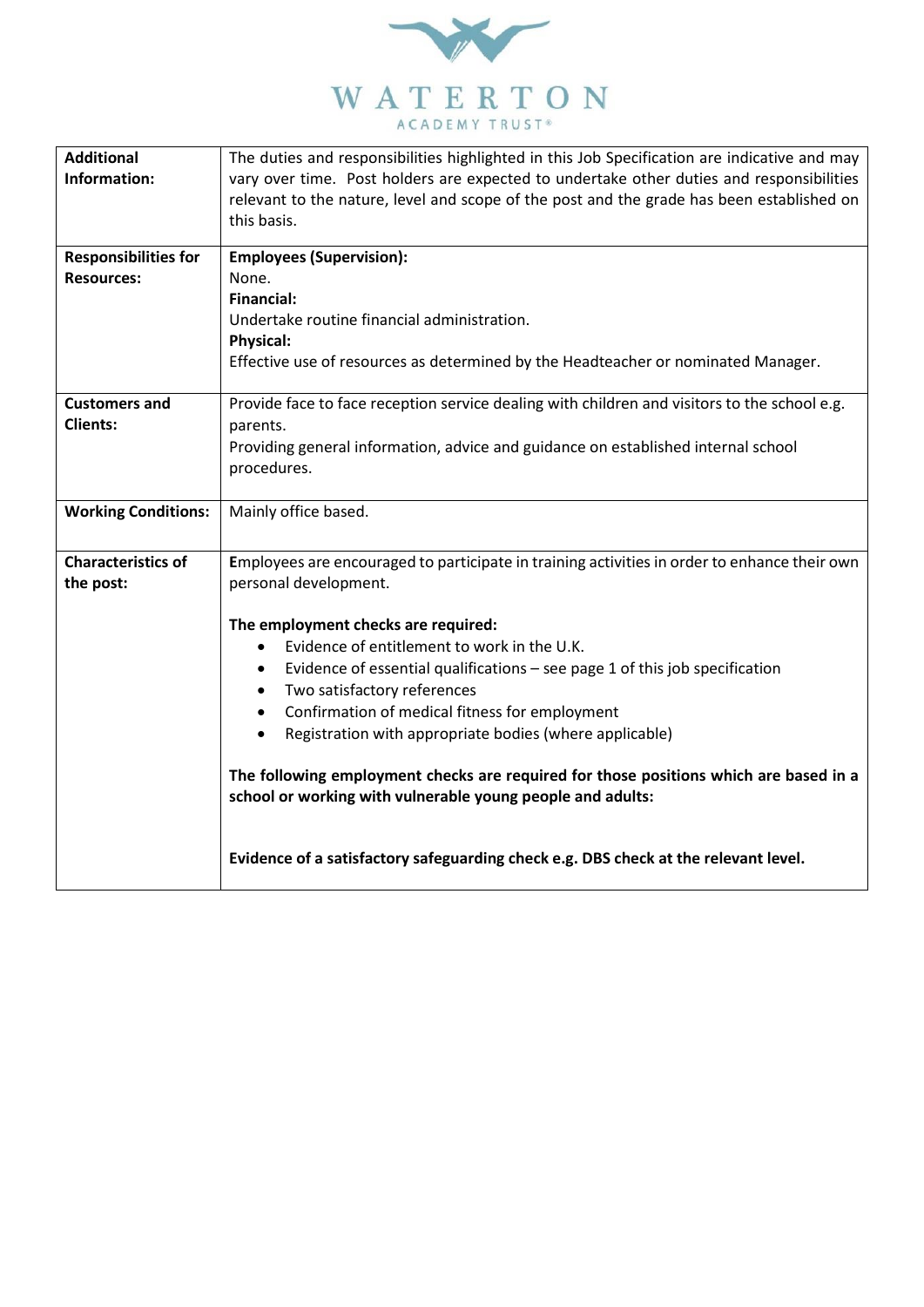WATERTON

ACADEMY TRUST®

| | |
|---|---|
| **Additional Information:** | The duties and responsibilities highlighted in this Job Specification are indicative and may vary over time. Post holders are expected to undertake other duties and responsibilities relevant to the nature, level and scope of the post and the grade has been established on this basis. |
| **Responsibilities for Resources:** | **Employees (Supervision):**<br>None.<br>**Financial:**<br>Undertake routine financial administration.<br>**Physical:**<br>Effective use of resources as determined by the Headteacher or nominated Manager. |
| **Customers and Clients:** | Provide face to face reception service dealing with children and visitors to the school e.g. parents.<br>Providing general information, advice and guidance on established internal school procedures. |
| **Working Conditions:** | Mainly office based. |
| **Characteristics of the post:** | **E**mployees are encouraged to participate in training activities in order to enhance their own personal development.<br><br>**The employment checks are required:**<br>• Evidence of entitlement to work in the U.K.<br>• Evidence of essential qualifications – see page 1 of this job specification<br>• Two satisfactory references<br>• Confirmation of medical fitness for employment<br>• Registration with appropriate bodies (where applicable)<br><br>**The following employment checks are required for those positions which are based in a school or working with vulnerable young people and adults:**<br><br>**Evidence of a satisfactory safeguarding check e.g. DBS check at the relevant level.** |